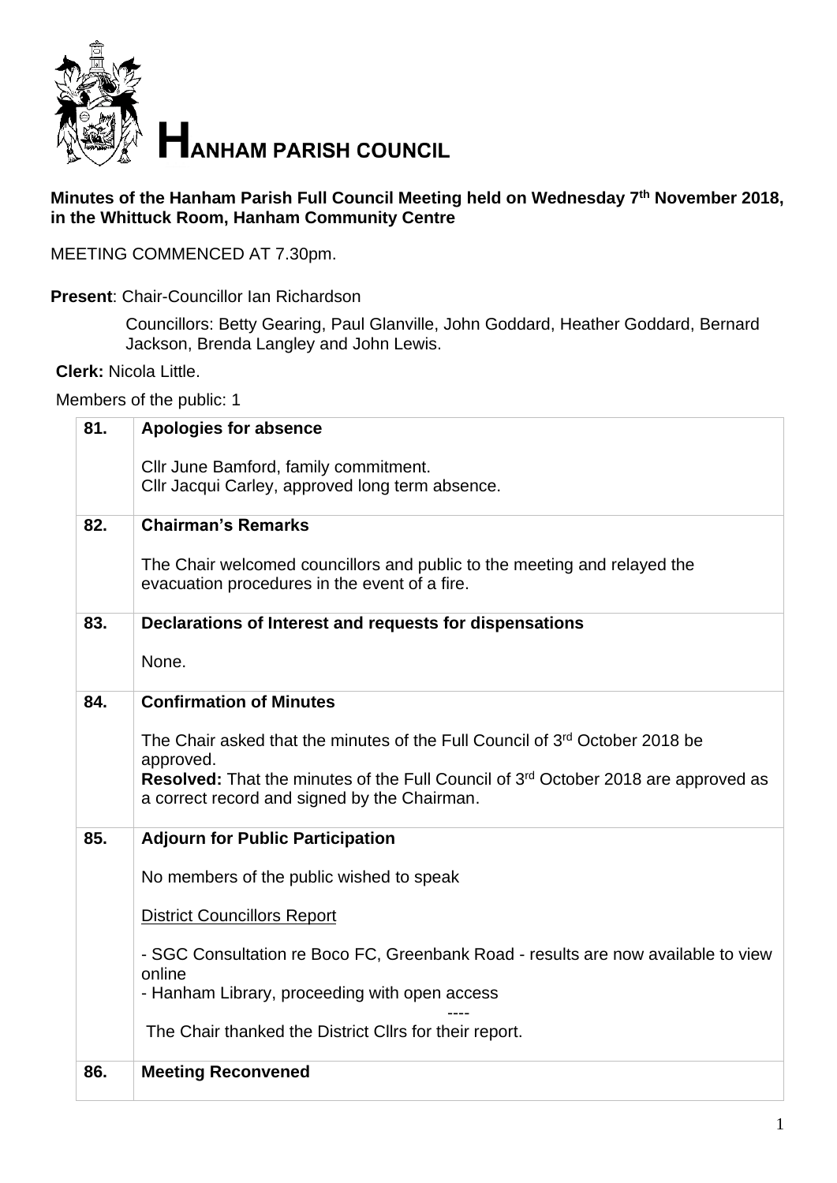# HANHAM PARISH COUNCIL

**Minutes of the Hanham Parish Full Council Meeting held on Wednesday 7th November 2018, in the Whittuck Room, Hanham Community Centre**

MEETING COMMENCED AT 7.30pm.

**Present**: Chair-Councillor Ian Richardson

Councillors: Betty Gearing, Paul Glanville, John Goddard, Heather Goddard, Bernard Jackson, Brenda Langley and John Lewis.

**Clerk:** Nicola Little.

Members of the public: 1

| | |
|---|---|
| **81.** | **Apologies for absence**<br><br>Cllr June Bamford, family commitment.<br>Cllr Jacqui Carley, approved long term absence. |
| **82.** | **Chairman's Remarks**<br><br>The Chair welcomed councillors and public to the meeting and relayed the evacuation procedures in the event of a fire. |
| **83.** | **Declarations of Interest and requests for dispensations**<br><br>None. |
| **84.** | **Confirmation of Minutes**<br><br>The Chair asked that the minutes of the Full Council of 3rd October 2018 be approved.<br>**Resolved:** That the minutes of the Full Council of 3rd October 2018 are approved as a correct record and signed by the Chairman. |
| **85.** | **Adjourn for Public Participation**<br><br>No members of the public wished to speak<br><br>District Councillors Report<br><br>- SGC Consultation re Boco FC, Greenbank Road - results are now available to view online<br>- Hanham Library, proceeding with open access<br>----<br>The Chair thanked the District Cllrs for their report. |
| **86.** | **Meeting Reconvened** |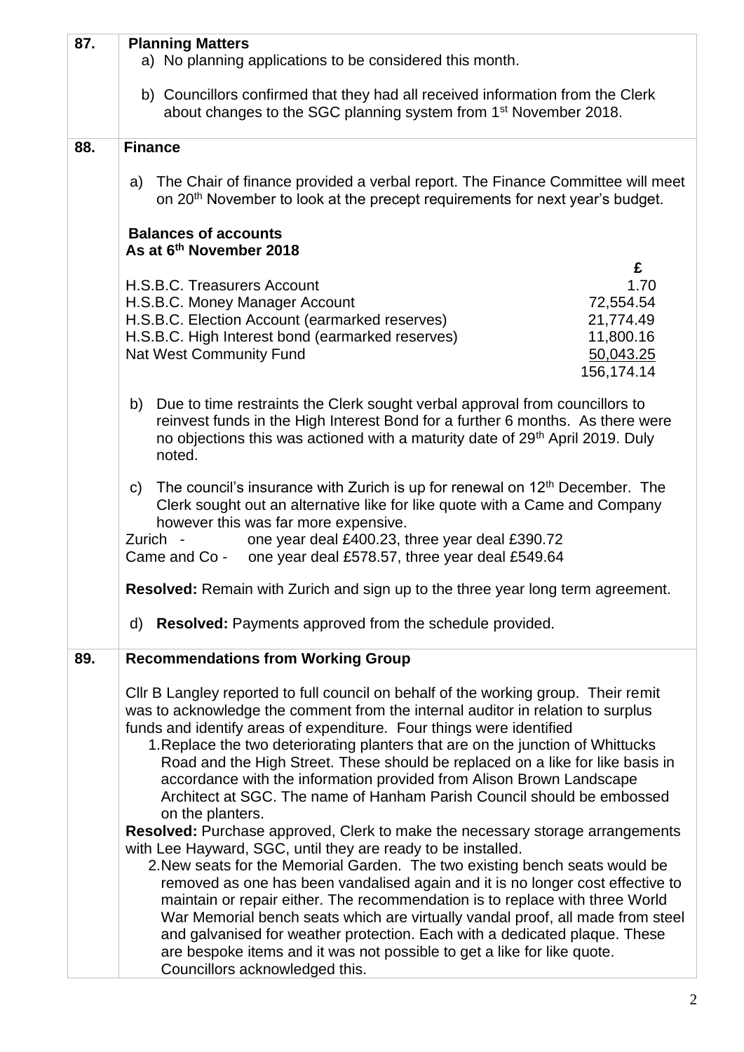**87. Planning Matters**

a) No planning applications to be considered this month.

b) Councillors confirmed that they had all received information from the Clerk about changes to the SGC planning system from 1st November 2018.

**88. Finance**

a) The Chair of finance provided a verbal report. The Finance Committee will meet on 20th November to look at the precept requirements for next year's budget.

**Balances of accounts**
**As at 6th November 2018**

| | £ |
|---|---|
| H.S.B.C. Treasurers Account | 1.70 |
| H.S.B.C. Money Manager Account | 72,554.54 |
| H.S.B.C. Election Account (earmarked reserves) | 21,774.49 |
| H.S.B.C. High Interest bond (earmarked reserves) | 11,800.16 |
| Nat West Community Fund | 50,043.25 |
| | 156,174.14 |

b) Due to time restraints the Clerk sought verbal approval from councillors to reinvest funds in the High Interest Bond for a further 6 months. As there were no objections this was actioned with a maturity date of 29th April 2019. Duly noted.

c) The council's insurance with Zurich is up for renewal on 12th December. The Clerk sought out an alternative like for like quote with a Came and Company however this was far more expensive.

Zurich - one year deal £400.23, three year deal £390.72
Came and Co - one year deal £578.57, three year deal £549.64

**Resolved:** Remain with Zurich and sign up to the three year long term agreement.

d) **Resolved:** Payments approved from the schedule provided.

**89. Recommendations from Working Group**

Cllr B Langley reported to full council on behalf of the working group. Their remit was to acknowledge the comment from the internal auditor in relation to surplus funds and identify areas of expenditure. Four things were identified

1. Replace the two deteriorating planters that are on the junction of Whittucks Road and the High Street. These should be replaced on a like for like basis in accordance with the information provided from Alison Brown Landscape Architect at SGC. The name of Hanham Parish Council should be embossed on the planters.

**Resolved:** Purchase approved, Clerk to make the necessary storage arrangements with Lee Hayward, SGC, until they are ready to be installed.

2. New seats for the Memorial Garden. The two existing bench seats would be removed as one has been vandalised again and it is no longer cost effective to maintain or repair either. The recommendation is to replace with three World War Memorial bench seats which are virtually vandal proof, all made from steel and galvanised for weather protection. Each with a dedicated plaque. These are bespoke items and it was not possible to get a like for like quote. Councillors acknowledged this.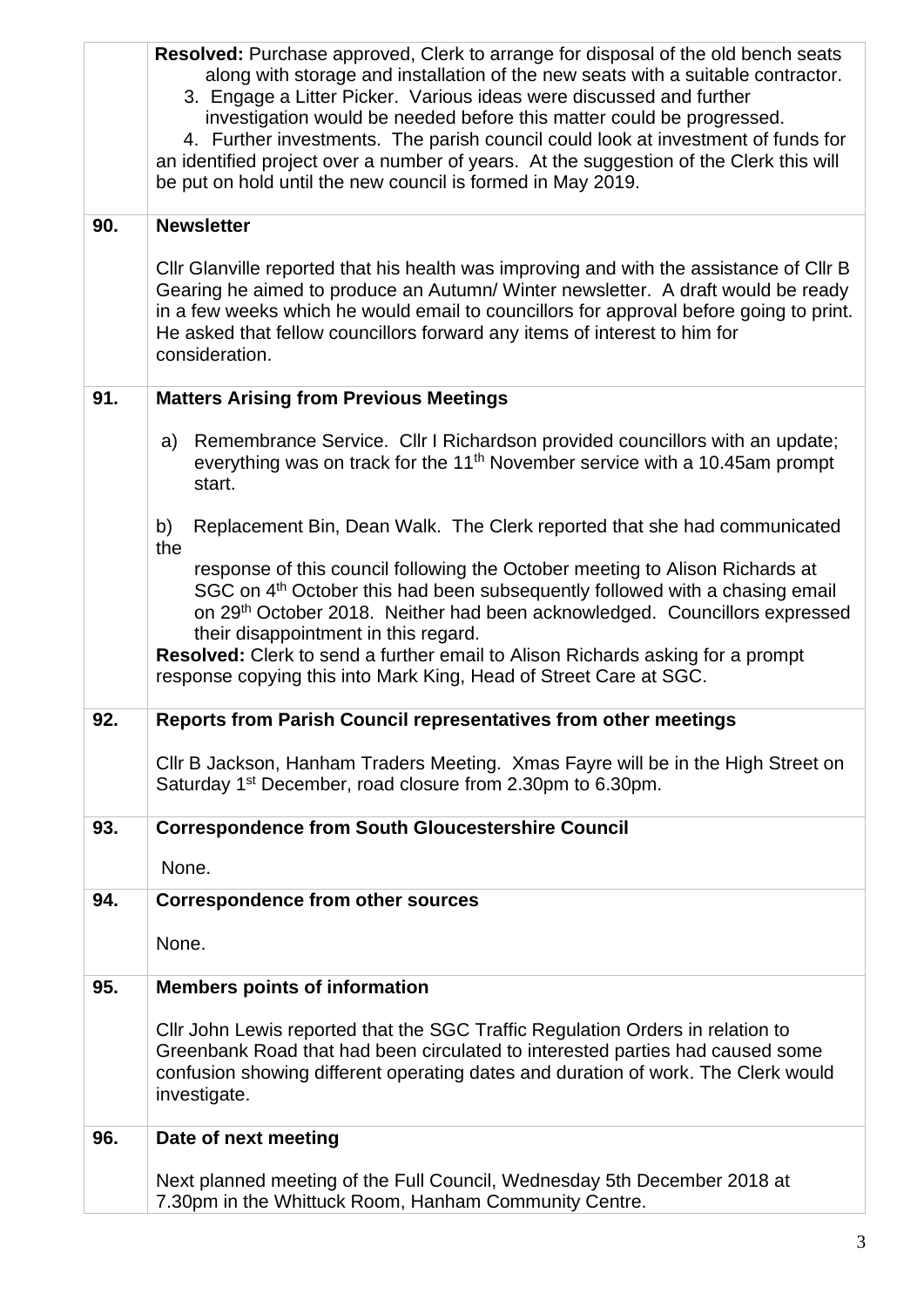| | |
|---|---|
| | **Resolved:** Purchase approved, Clerk to arrange for disposal of the old bench seats along with storage and installation of the new seats with a suitable contractor.<br>3. Engage a Litter Picker. Various ideas were discussed and further investigation would be needed before this matter could be progressed.<br>4. Further investments. The parish council could look at investment of funds for an identified project over a number of years. At the suggestion of the Clerk this will be put on hold until the new council is formed in May 2019. |
| **90.** | **Newsletter**<br><br>Cllr Glanville reported that his health was improving and with the assistance of Cllr B Gearing he aimed to produce an Autumn/ Winter newsletter. A draft would be ready in a few weeks which he would email to councillors for approval before going to print. He asked that fellow councillors forward any items of interest to him for consideration. |
| **91.** | **Matters Arising from Previous Meetings**<br><br>a) Remembrance Service. Cllr I Richardson provided councillors with an update; everything was on track for the 11th November service with a 10.45am prompt start.<br><br>b) Replacement Bin, Dean Walk. The Clerk reported that she had communicated the response of this council following the October meeting to Alison Richards at SGC on 4th October this had been subsequently followed with a chasing email on 29th October 2018. Neither had been acknowledged. Councillors expressed their disappointment in this regard.<br>**Resolved:** Clerk to send a further email to Alison Richards asking for a prompt response copying this into Mark King, Head of Street Care at SGC. |
| **92.** | **Reports from Parish Council representatives from other meetings**<br><br>Cllr B Jackson, Hanham Traders Meeting. Xmas Fayre will be in the High Street on Saturday 1st December, road closure from 2.30pm to 6.30pm. |
| **93.** | **Correspondence from South Gloucestershire Council**<br><br>None. |
| **94.** | **Correspondence from other sources**<br><br>None. |
| **95.** | **Members points of information**<br><br>Cllr John Lewis reported that the SGC Traffic Regulation Orders in relation to Greenbank Road that had been circulated to interested parties had caused some confusion showing different operating dates and duration of work. The Clerk would investigate. |
| **96.** | **Date of next meeting**<br><br>Next planned meeting of the Full Council, Wednesday 5th December 2018 at 7.30pm in the Whittuck Room, Hanham Community Centre. |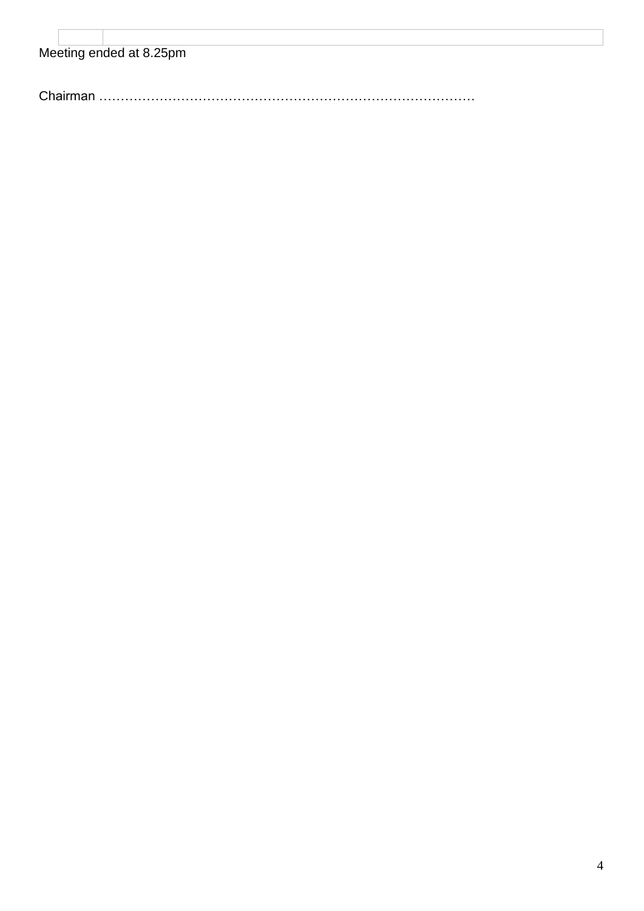| | |
|---|---|
| | |

Meeting ended at 8.25pm

Chairman ……………………………………………………………………………